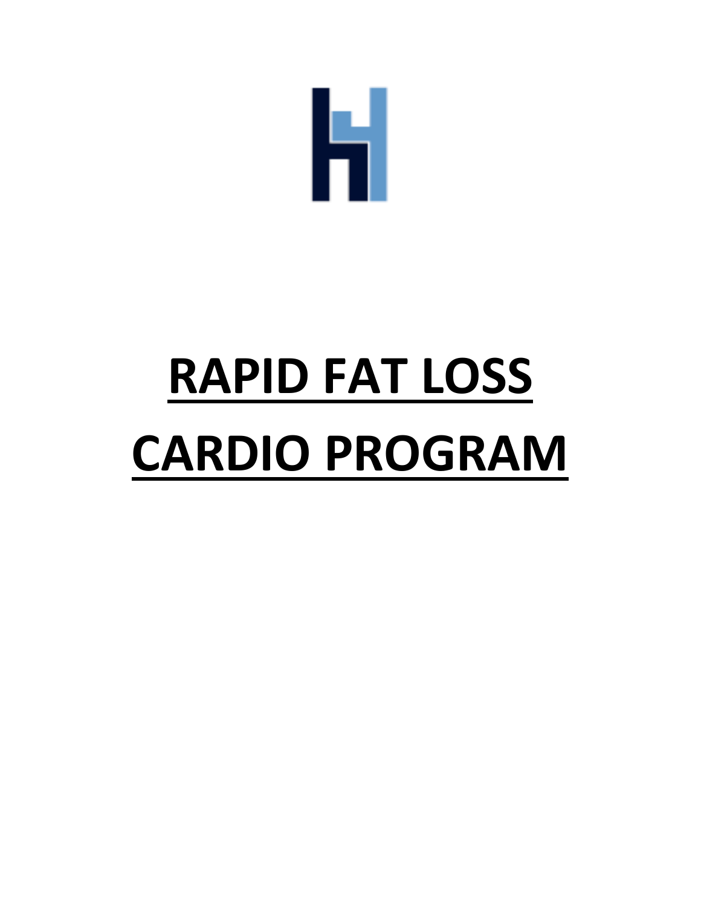# RAPID FAT LOSS CARDIO PROGRAM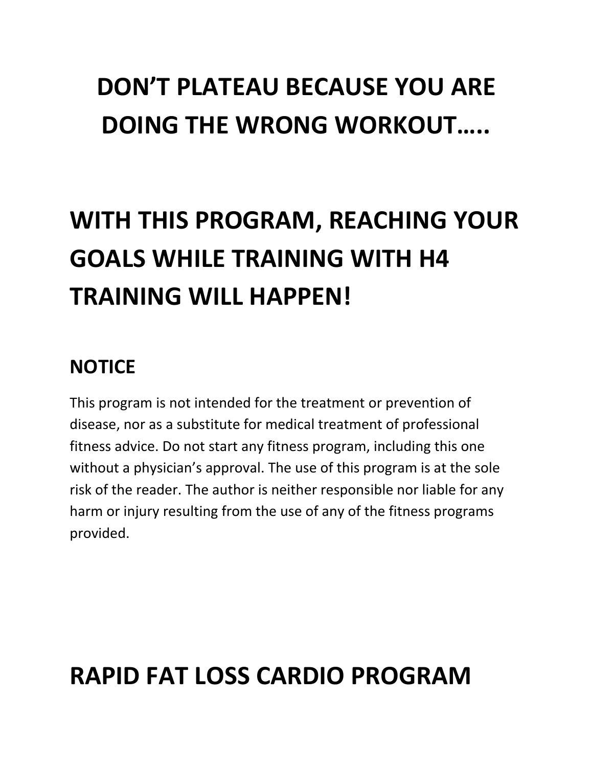# DON'T PLATEAU BECAUSE YOU ARE DOING THE WRONG WORKOUT…..

# WITH THIS PROGRAM, REACHING YOUR GOALS WHILE TRAINING WITH H4 TRAINING WILL HAPPEN!

## NOTICE

This program is not intended for the treatment or prevention of disease, nor as a substitute for medical treatment of professional fitness advice. Do not start any fitness program, including this one without a physician's approval. The use of this program is at the sole risk of the reader. The author is neither responsible nor liable for any harm or injury resulting from the use of any of the fitness programs provided.

# RAPID FAT LOSS CARDIO PROGRAM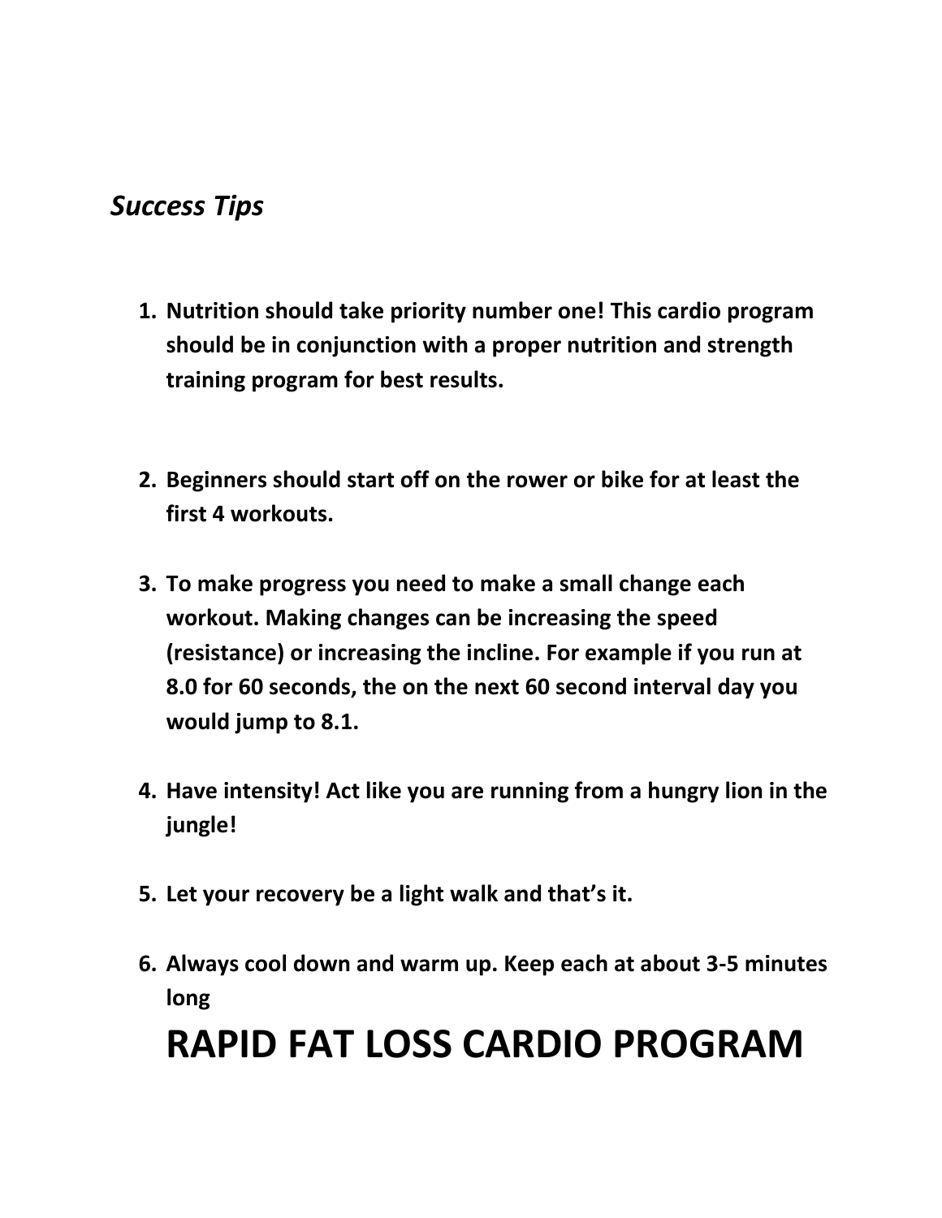*Success Tips*

1. **Nutrition should take priority number one! This cardio program should be in conjunction with a proper nutrition and strength training program for best results.**

2. **Beginners should start off on the rower or bike for at least the first 4 workouts.**

3. **To make progress you need to make a small change each workout. Making changes can be increasing the speed (resistance) or increasing the incline. For example if you run at 8.0 for 60 seconds, the on the next 60 second interval day you would jump to 8.1.**

4. **Have intensity! Act like you are running from a hungry lion in the jungle!**

5. **Let your recovery be a light walk and that's it.**

6. **Always cool down and warm up. Keep each at about 3-5 minutes long**

# RAPID FAT LOSS CARDIO PROGRAM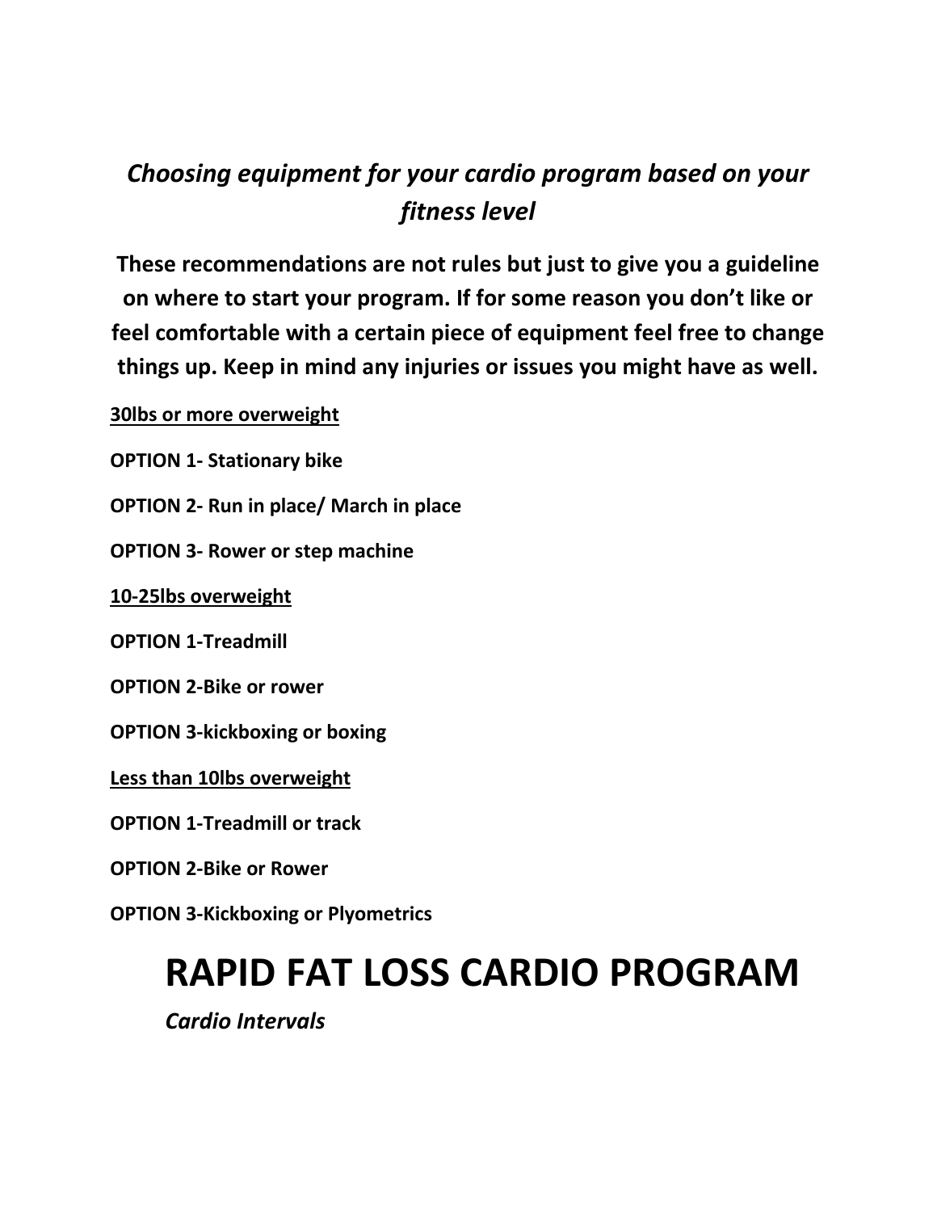## *Choosing equipment for your cardio program based on your fitness level*

**These recommendations are not rules but just to give you a guideline on where to start your program. If for some reason you don't like or feel comfortable with a certain piece of equipment feel free to change things up. Keep in mind any injuries or issues you might have as well.**

**<u>30lbs or more overweight</u>**

**OPTION 1- Stationary bike**

**OPTION 2- Run in place/ March in place**

**OPTION 3- Rower or step machine**

**<u>10-25lbs overweight</u>**

**OPTION 1-Treadmill**

**OPTION 2-Bike or rower**

**OPTION 3-kickboxing or boxing**

**<u>Less than 10lbs overweight</u>**

**OPTION 1-Treadmill or track**

**OPTION 2-Bike or Rower**

**OPTION 3-Kickboxing or Plyometrics**

# RAPID FAT LOSS CARDIO PROGRAM

*Cardio Intervals*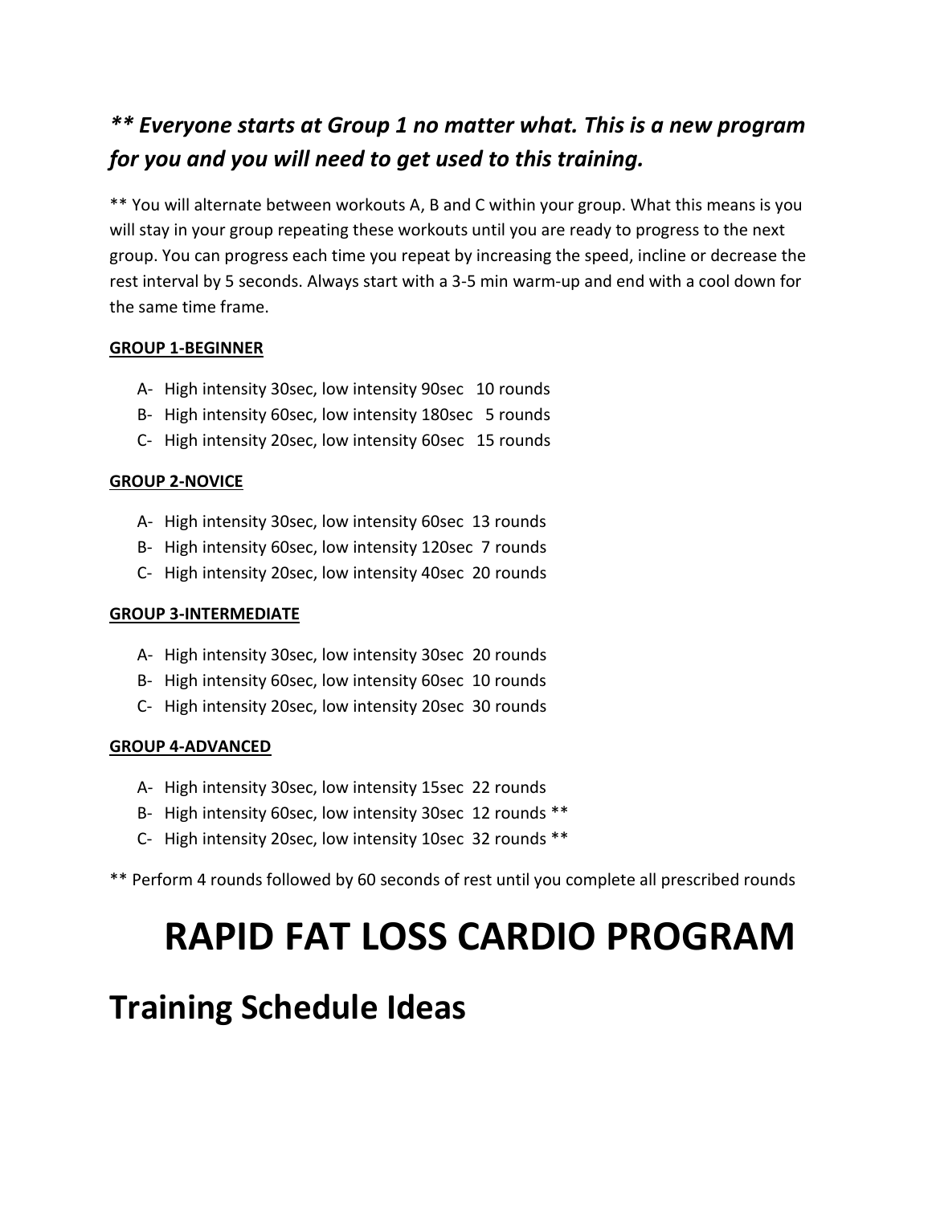***\*\* Everyone starts at Group 1 no matter what. This is a new program for you and you will need to get used to this training.***

** You will alternate between workouts A, B and C within your group. What this means is you will stay in your group repeating these workouts until you are ready to progress to the next group. You can progress each time you repeat by increasing the speed, incline or decrease the rest interval by 5 seconds. Always start with a 3-5 min warm-up and end with a cool down for the same time frame.

**GROUP 1-BEGINNER**

- A- High intensity 30sec, low intensity 90sec 10 rounds
- B- High intensity 60sec, low intensity 180sec 5 rounds
- C- High intensity 20sec, low intensity 60sec 15 rounds

**GROUP 2-NOVICE**

- A- High intensity 30sec, low intensity 60sec 13 rounds
- B- High intensity 60sec, low intensity 120sec 7 rounds
- C- High intensity 20sec, low intensity 40sec 20 rounds

**GROUP 3-INTERMEDIATE**

- A- High intensity 30sec, low intensity 30sec 20 rounds
- B- High intensity 60sec, low intensity 60sec 10 rounds
- C- High intensity 20sec, low intensity 20sec 30 rounds

**GROUP 4-ADVANCED**

- A- High intensity 30sec, low intensity 15sec 22 rounds
- B- High intensity 60sec, low intensity 30sec 12 rounds **
- C- High intensity 20sec, low intensity 10sec 32 rounds **

** Perform 4 rounds followed by 60 seconds of rest until you complete all prescribed rounds

# RAPID FAT LOSS CARDIO PROGRAM

## Training Schedule Ideas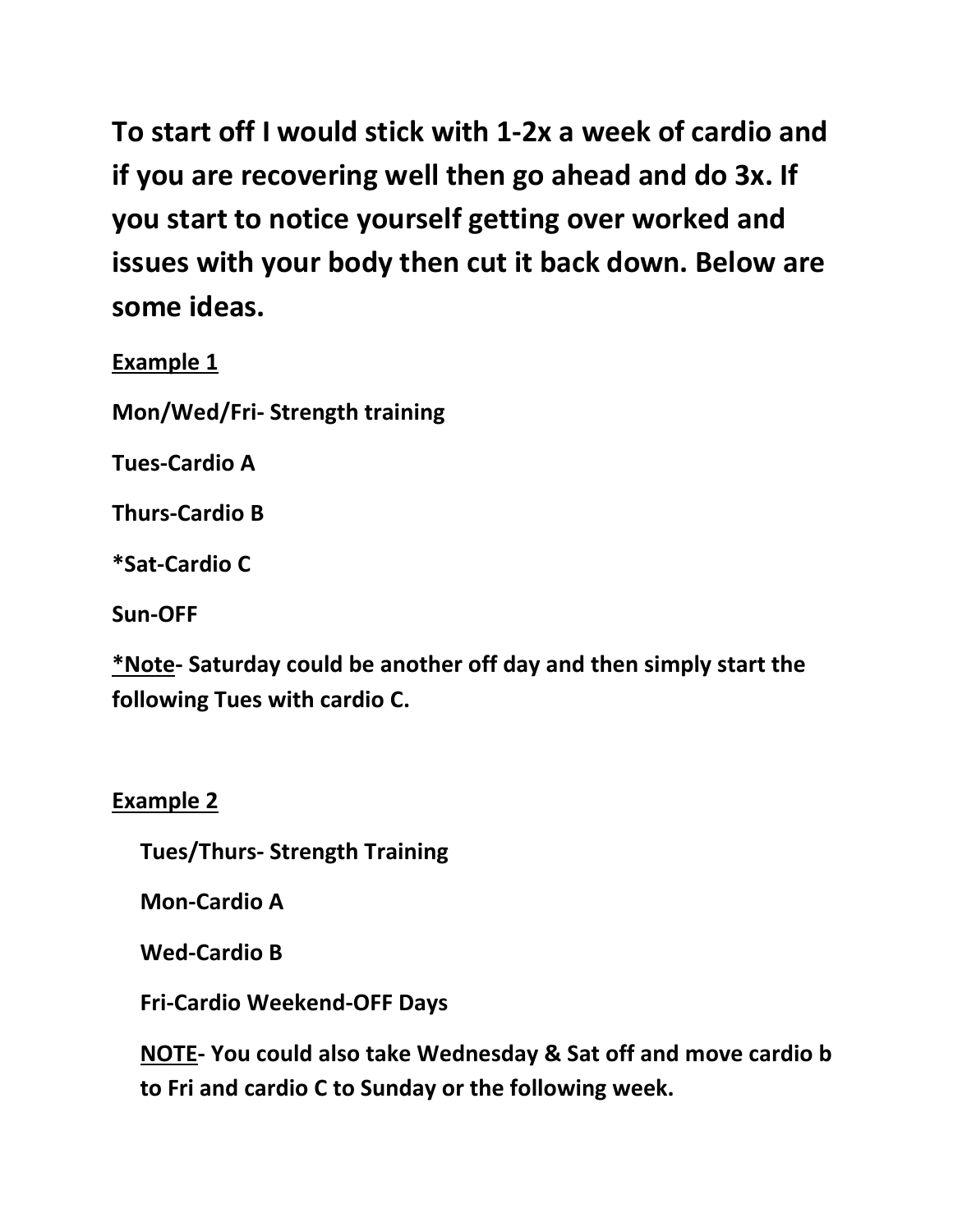**To start off I would stick with 1-2x a week of cardio and if you are recovering well then go ahead and do 3x. If you start to notice yourself getting over worked and issues with your body then cut it back down. Below are some ideas.**

**<u>Example 1</u>**

**Mon/Wed/Fri- Strength training**

**Tues-Cardio A**

**Thurs-Cardio B**

***Sat-Cardio C**

**Sun-OFF**

**<u>*Note</u>- Saturday could be another off day and then simply start the following Tues with cardio C.**

**<u>Example 2</u>**

**Tues/Thurs- Strength Training**

**Mon-Cardio A**

**Wed-Cardio B**

**Fri-Cardio Weekend-OFF Days**

**<u>NOTE</u>- You could also take Wednesday & Sat off and move cardio b to Fri and cardio C to Sunday or the following week.**